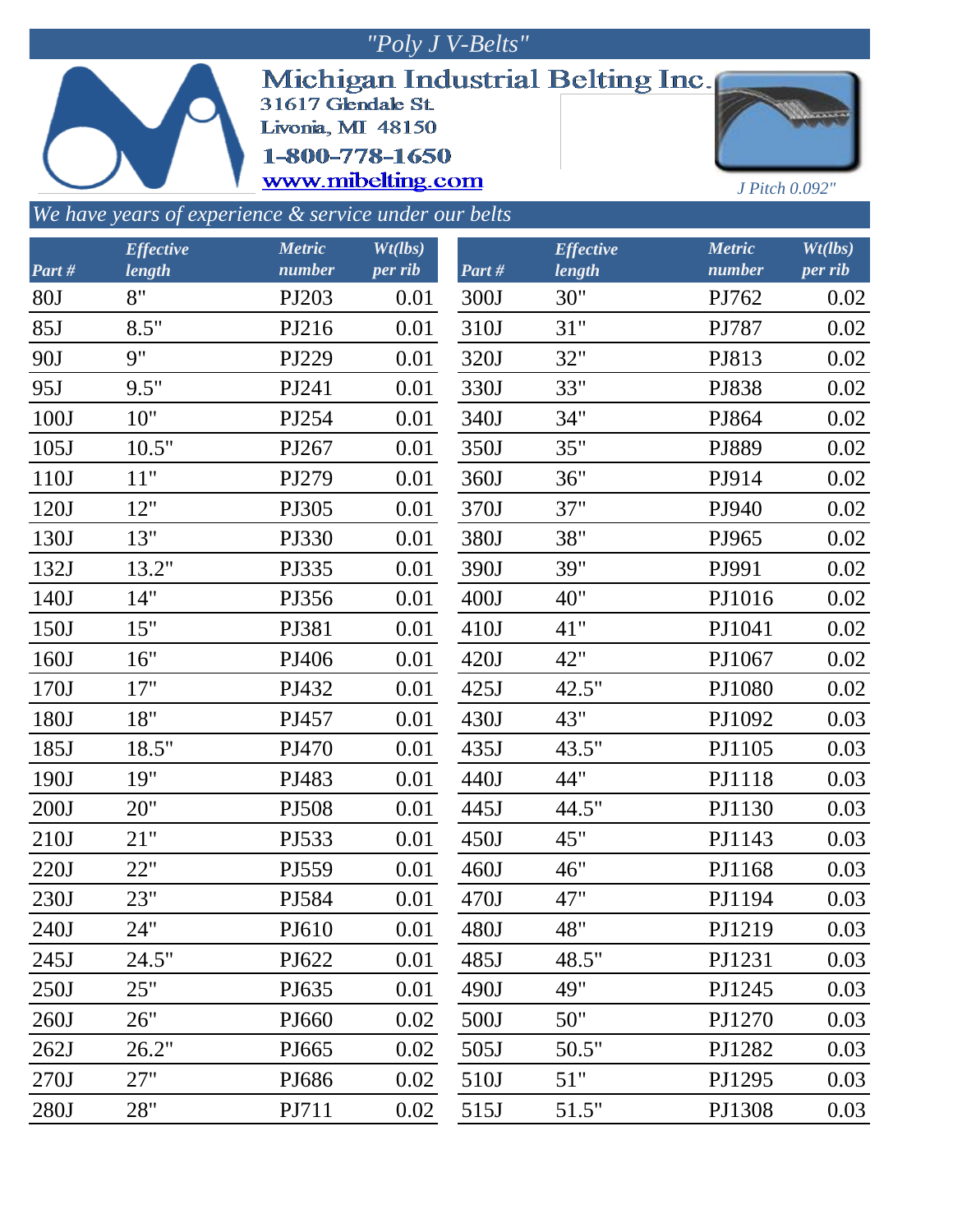# "Poly J V-Belts"

**Michigan Industrial Belting Inc.**
31617 Glendale St.
Livonia, MI 48150
1-800-778-1650
www.mibelting.com

*J Pitch 0.092"*

*We have years of experience & service under our belts*

| Part # | Effective length | Metric number | Wt(lbs) per rib | Part # | Effective length | Metric number | Wt(lbs) per rib |
|---|---|---|---|---|---|---|---|
| 80J | 8" | PJ203 | 0.01 | 300J | 30" | PJ762 | 0.02 |
| 85J | 8.5" | PJ216 | 0.01 | 310J | 31" | PJ787 | 0.02 |
| 90J | 9" | PJ229 | 0.01 | 320J | 32" | PJ813 | 0.02 |
| 95J | 9.5" | PJ241 | 0.01 | 330J | 33" | PJ838 | 0.02 |
| 100J | 10" | PJ254 | 0.01 | 340J | 34" | PJ864 | 0.02 |
| 105J | 10.5" | PJ267 | 0.01 | 350J | 35" | PJ889 | 0.02 |
| 110J | 11" | PJ279 | 0.01 | 360J | 36" | PJ914 | 0.02 |
| 120J | 12" | PJ305 | 0.01 | 370J | 37" | PJ940 | 0.02 |
| 130J | 13" | PJ330 | 0.01 | 380J | 38" | PJ965 | 0.02 |
| 132J | 13.2" | PJ335 | 0.01 | 390J | 39" | PJ991 | 0.02 |
| 140J | 14" | PJ356 | 0.01 | 400J | 40" | PJ1016 | 0.02 |
| 150J | 15" | PJ381 | 0.01 | 410J | 41" | PJ1041 | 0.02 |
| 160J | 16" | PJ406 | 0.01 | 420J | 42" | PJ1067 | 0.02 |
| 170J | 17" | PJ432 | 0.01 | 425J | 42.5" | PJ1080 | 0.02 |
| 180J | 18" | PJ457 | 0.01 | 430J | 43" | PJ1092 | 0.03 |
| 185J | 18.5" | PJ470 | 0.01 | 435J | 43.5" | PJ1105 | 0.03 |
| 190J | 19" | PJ483 | 0.01 | 440J | 44" | PJ1118 | 0.03 |
| 200J | 20" | PJ508 | 0.01 | 445J | 44.5" | PJ1130 | 0.03 |
| 210J | 21" | PJ533 | 0.01 | 450J | 45" | PJ1143 | 0.03 |
| 220J | 22" | PJ559 | 0.01 | 460J | 46" | PJ1168 | 0.03 |
| 230J | 23" | PJ584 | 0.01 | 470J | 47" | PJ1194 | 0.03 |
| 240J | 24" | PJ610 | 0.01 | 480J | 48" | PJ1219 | 0.03 |
| 245J | 24.5" | PJ622 | 0.01 | 485J | 48.5" | PJ1231 | 0.03 |
| 250J | 25" | PJ635 | 0.01 | 490J | 49" | PJ1245 | 0.03 |
| 260J | 26" | PJ660 | 0.02 | 500J | 50" | PJ1270 | 0.03 |
| 262J | 26.2" | PJ665 | 0.02 | 505J | 50.5" | PJ1282 | 0.03 |
| 270J | 27" | PJ686 | 0.02 | 510J | 51" | PJ1295 | 0.03 |
| 280J | 28" | PJ711 | 0.02 | 515J | 51.5" | PJ1308 | 0.03 |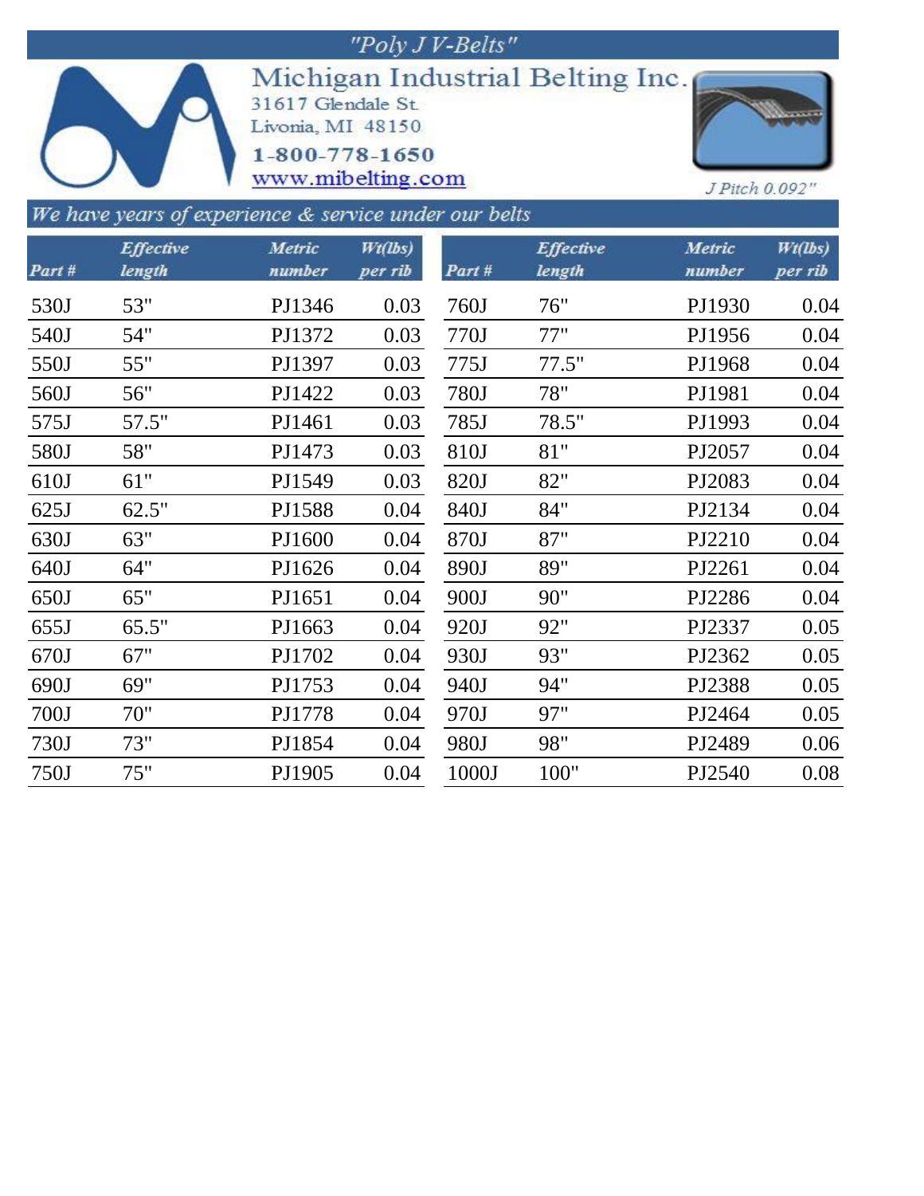# "Poly J V-Belts"

## Michigan Industrial Belting Inc.

31617 Glendale St.
Livonia, MI 48150
**1-800-778-1650**
www.mibelting.com

*J Pitch 0.092"*

*We have years of experience & service under our belts*

| *Part #* | *Effective length* | *Metric number* | *Wt(lbs) per rib* |
|---|---|---|---|
| 530J | 53" | PJ1346 | 0.03 |
| 540J | 54" | PJ1372 | 0.03 |
| 550J | 55" | PJ1397 | 0.03 |
| 560J | 56" | PJ1422 | 0.03 |
| 575J | 57.5" | PJ1461 | 0.03 |
| 580J | 58" | PJ1473 | 0.03 |
| 610J | 61" | PJ1549 | 0.03 |
| 625J | 62.5" | PJ1588 | 0.04 |
| 630J | 63" | PJ1600 | 0.04 |
| 640J | 64" | PJ1626 | 0.04 |
| 650J | 65" | PJ1651 | 0.04 |
| 655J | 65.5" | PJ1663 | 0.04 |
| 670J | 67" | PJ1702 | 0.04 |
| 690J | 69" | PJ1753 | 0.04 |
| 700J | 70" | PJ1778 | 0.04 |
| 730J | 73" | PJ1854 | 0.04 |
| 750J | 75" | PJ1905 | 0.04 |
| 760J | 76" | PJ1930 | 0.04 |
| 770J | 77" | PJ1956 | 0.04 |
| 775J | 77.5" | PJ1968 | 0.04 |
| 780J | 78" | PJ1981 | 0.04 |
| 785J | 78.5" | PJ1993 | 0.04 |
| 810J | 81" | PJ2057 | 0.04 |
| 820J | 82" | PJ2083 | 0.04 |
| 840J | 84" | PJ2134 | 0.04 |
| 870J | 87" | PJ2210 | 0.04 |
| 890J | 89" | PJ2261 | 0.04 |
| 900J | 90" | PJ2286 | 0.04 |
| 920J | 92" | PJ2337 | 0.05 |
| 930J | 93" | PJ2362 | 0.05 |
| 940J | 94" | PJ2388 | 0.05 |
| 970J | 97" | PJ2464 | 0.05 |
| 980J | 98" | PJ2489 | 0.06 |
| 1000J | 100" | PJ2540 | 0.08 |